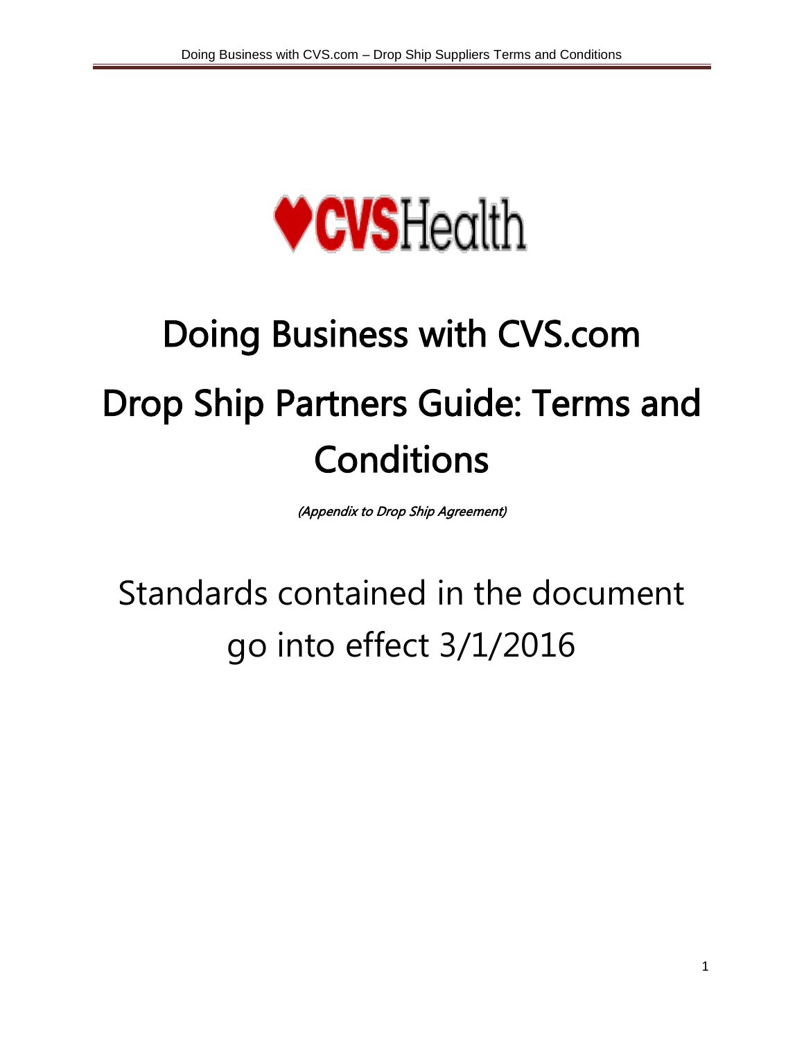# Doing Business with CVS.com

# Drop Ship Partners Guide: Terms and Conditions

*(Appendix to Drop Ship Agreement)*

Standards contained in the document go into effect 3/1/2016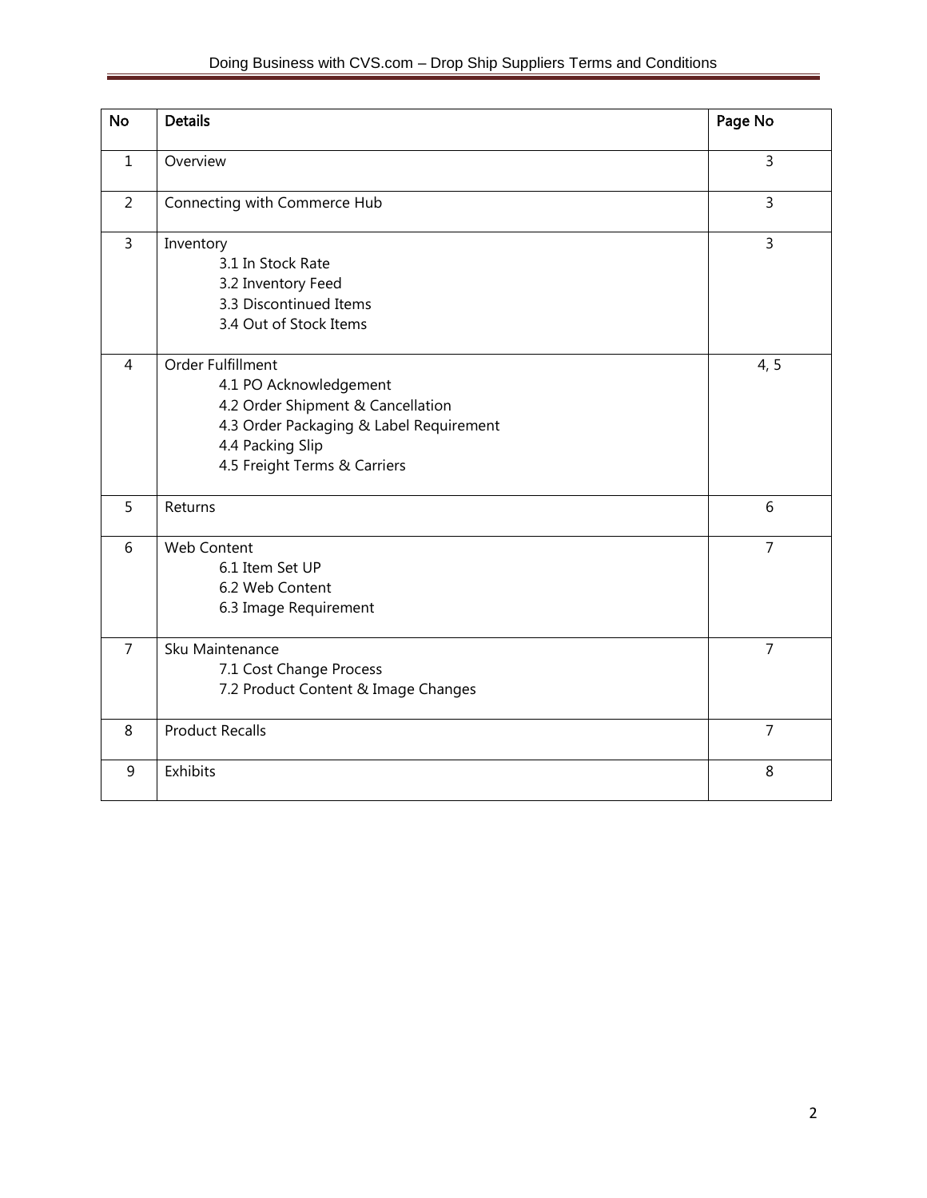| No | Details | Page No |
|---|---|---|
| 1 | Overview | 3 |
| 2 | Connecting with Commerce Hub | 3 |
| 3 | Inventory<br>3.1 In Stock Rate<br>3.2 Inventory Feed<br>3.3 Discontinued Items<br>3.4 Out of Stock Items | 3 |
| 4 | Order Fulfillment<br>4.1 PO Acknowledgement<br>4.2 Order Shipment & Cancellation<br>4.3 Order Packaging & Label Requirement<br>4.4 Packing Slip<br>4.5 Freight Terms & Carriers | 4, 5 |
| 5 | Returns | 6 |
| 6 | Web Content<br>6.1 Item Set UP<br>6.2 Web Content<br>6.3 Image Requirement | 7 |
| 7 | Sku Maintenance<br>7.1 Cost Change Process<br>7.2 Product Content & Image Changes | 7 |
| 8 | Product Recalls | 7 |
| 9 | Exhibits | 8 |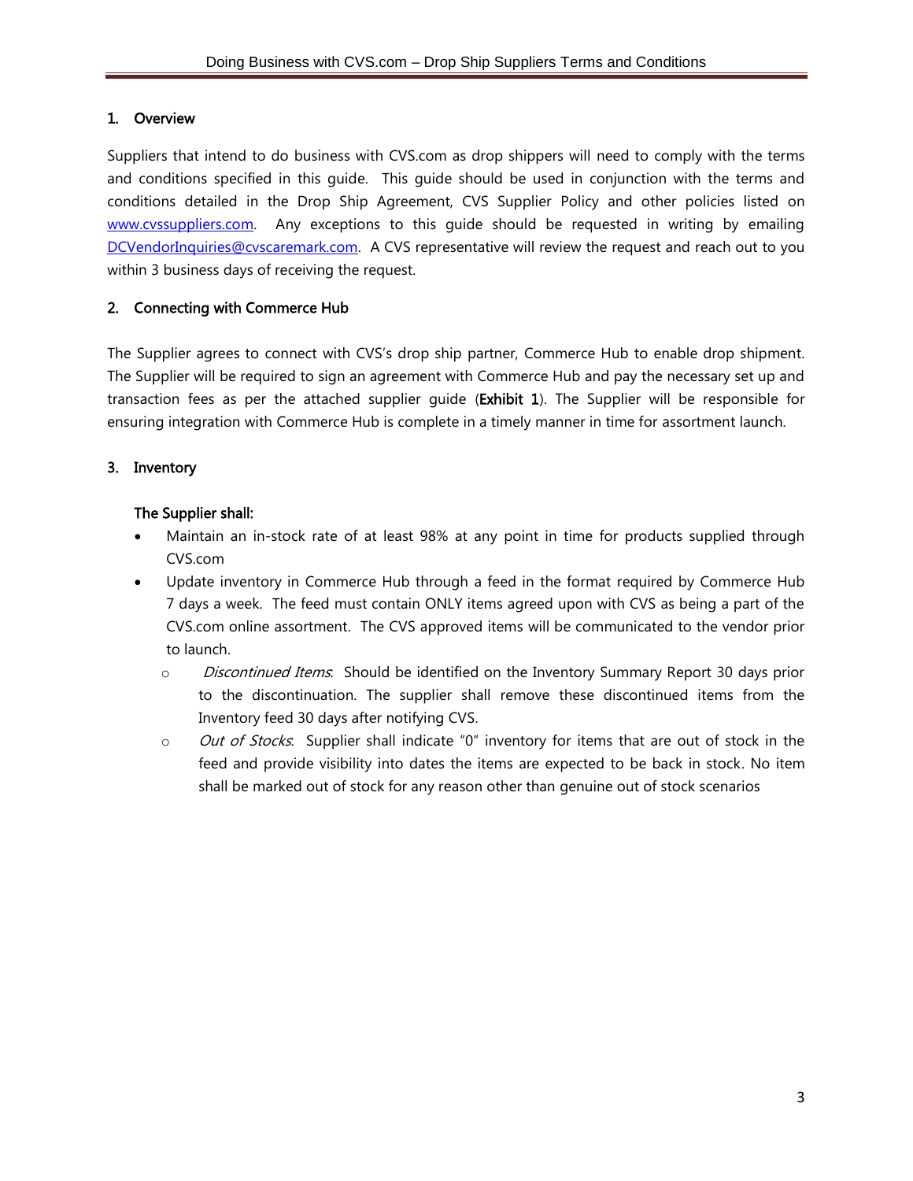## 1. Overview

Suppliers that intend to do business with CVS.com as drop shippers will need to comply with the terms and conditions specified in this guide. This guide should be used in conjunction with the terms and conditions detailed in the Drop Ship Agreement, CVS Supplier Policy and other policies listed on www.cvssuppliers.com. Any exceptions to this guide should be requested in writing by emailing DCVendorInquiries@cvscaremark.com. A CVS representative will review the request and reach out to you within 3 business days of receiving the request.

## 2. Connecting with Commerce Hub

The Supplier agrees to connect with CVS's drop ship partner, Commerce Hub to enable drop shipment. The Supplier will be required to sign an agreement with Commerce Hub and pay the necessary set up and transaction fees as per the attached supplier guide (**Exhibit 1**). The Supplier will be responsible for ensuring integration with Commerce Hub is complete in a timely manner in time for assortment launch.

## 3. Inventory

**The Supplier shall:**

- Maintain an in-stock rate of at least 98% at any point in time for products supplied through CVS.com
- Update inventory in Commerce Hub through a feed in the format required by Commerce Hub 7 days a week. The feed must contain ONLY items agreed upon with CVS as being a part of the CVS.com online assortment. The CVS approved items will be communicated to the vendor prior to launch.
  - *Discontinued Items*: Should be identified on the Inventory Summary Report 30 days prior to the discontinuation. The supplier shall remove these discontinued items from the Inventory feed 30 days after notifying CVS.
  - *Out of Stocks*: Supplier shall indicate "0" inventory for items that are out of stock in the feed and provide visibility into dates the items are expected to be back in stock. No item shall be marked out of stock for any reason other than genuine out of stock scenarios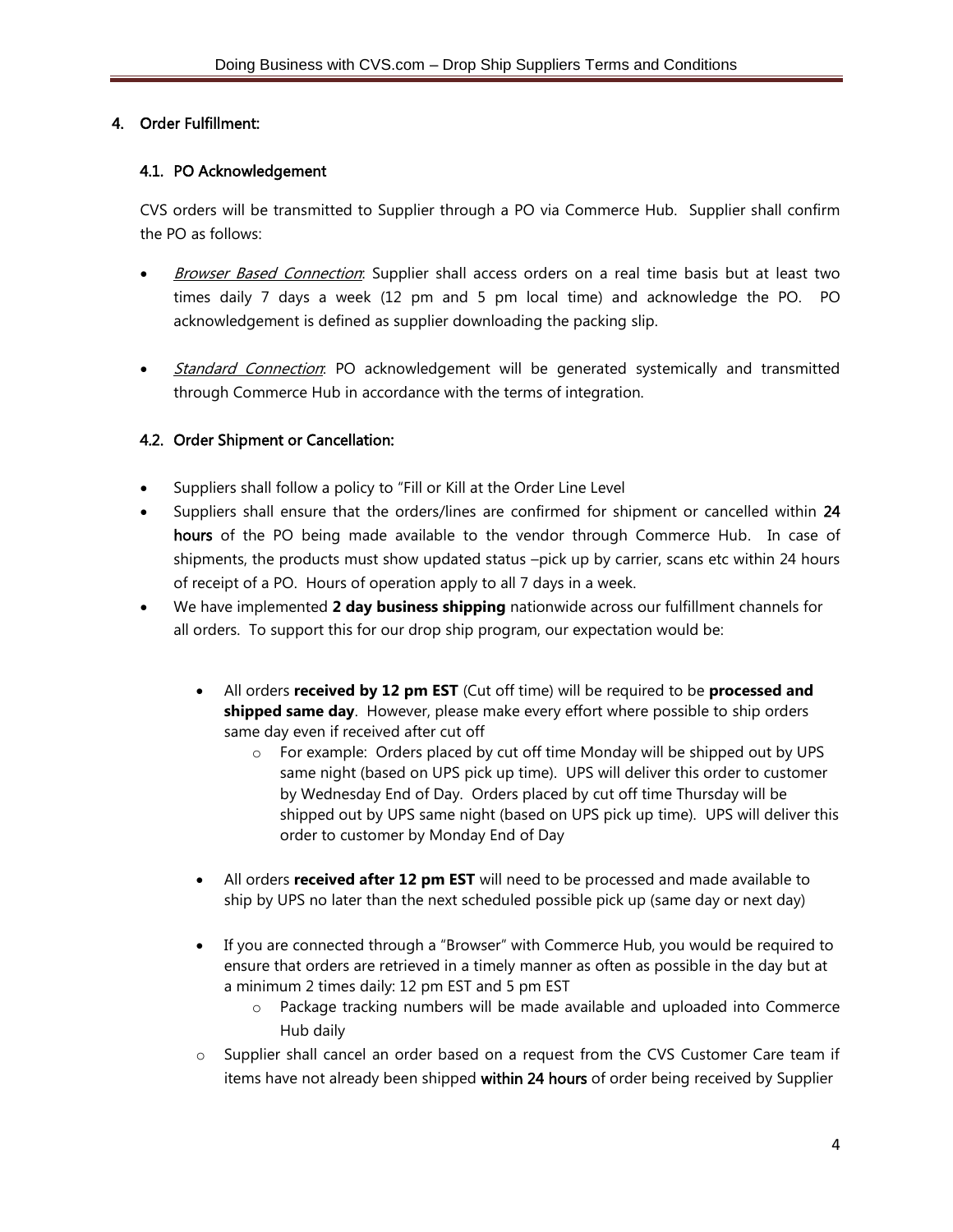## 4. Order Fulfillment:

### 4.1. PO Acknowledgement

CVS orders will be transmitted to Supplier through a PO via Commerce Hub. Supplier shall confirm the PO as follows:

- *Browser Based Connection*: Supplier shall access orders on a real time basis but at least two times daily 7 days a week (12 pm and 5 pm local time) and acknowledge the PO. PO acknowledgement is defined as supplier downloading the packing slip.
- *Standard Connection*: PO acknowledgement will be generated systemically and transmitted through Commerce Hub in accordance with the terms of integration.

### 4.2. Order Shipment or Cancellation:

- Suppliers shall follow a policy to "Fill or Kill at the Order Line Level
- Suppliers shall ensure that the orders/lines are confirmed for shipment or cancelled within **24 hours** of the PO being made available to the vendor through Commerce Hub. In case of shipments, the products must show updated status –pick up by carrier, scans etc within 24 hours of receipt of a PO. Hours of operation apply to all 7 days in a week.
- We have implemented **2 day business shipping** nationwide across our fulfillment channels for all orders. To support this for our drop ship program, our expectation would be:
  - All orders **received by 12 pm EST** (Cut off time) will be required to be **processed and shipped same day**. However, please make every effort where possible to ship orders same day even if received after cut off
    - For example: Orders placed by cut off time Monday will be shipped out by UPS same night (based on UPS pick up time). UPS will deliver this order to customer by Wednesday End of Day. Orders placed by cut off time Thursday will be shipped out by UPS same night (based on UPS pick up time). UPS will deliver this order to customer by Monday End of Day
  - All orders **received after 12 pm EST** will need to be processed and made available to ship by UPS no later than the next scheduled possible pick up (same day or next day)
  - If you are connected through a "Browser" with Commerce Hub, you would be required to ensure that orders are retrieved in a timely manner as often as possible in the day but at a minimum 2 times daily: 12 pm EST and 5 pm EST
    - Package tracking numbers will be made available and uploaded into Commerce Hub daily
- Supplier shall cancel an order based on a request from the CVS Customer Care team if items have not already been shipped **within 24 hours** of order being received by Supplier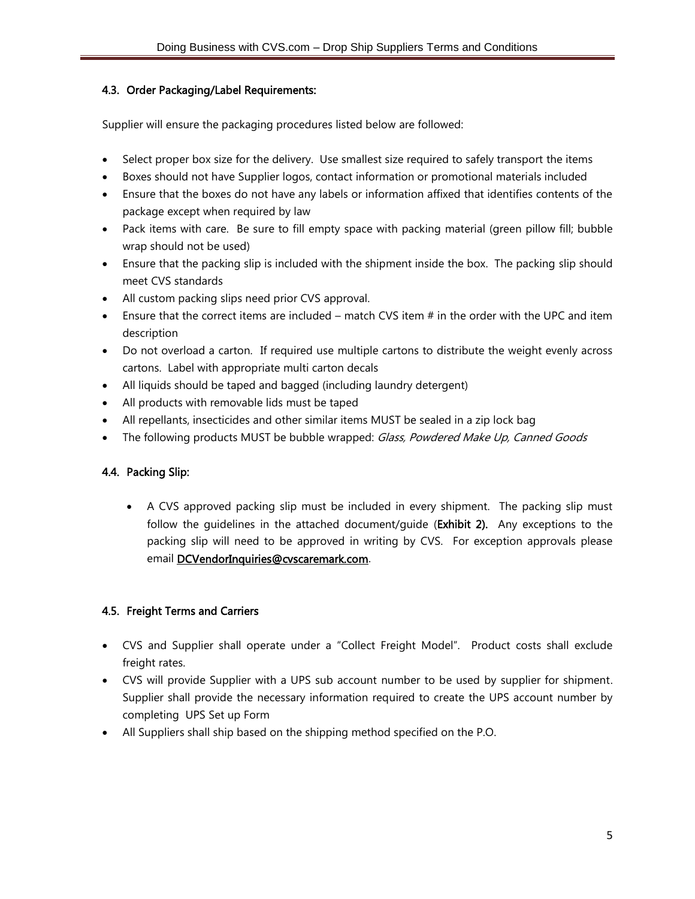### 4.3. Order Packaging/Label Requirements:

Supplier will ensure the packaging procedures listed below are followed:

- Select proper box size for the delivery. Use smallest size required to safely transport the items
- Boxes should not have Supplier logos, contact information or promotional materials included
- Ensure that the boxes do not have any labels or information affixed that identifies contents of the package except when required by law
- Pack items with care. Be sure to fill empty space with packing material (green pillow fill; bubble wrap should not be used)
- Ensure that the packing slip is included with the shipment inside the box. The packing slip should meet CVS standards
- All custom packing slips need prior CVS approval.
- Ensure that the correct items are included – match CVS item # in the order with the UPC and item description
- Do not overload a carton. If required use multiple cartons to distribute the weight evenly across cartons. Label with appropriate multi carton decals
- All liquids should be taped and bagged (including laundry detergent)
- All products with removable lids must be taped
- All repellants, insecticides and other similar items MUST be sealed in a zip lock bag
- The following products MUST be bubble wrapped: *Glass, Powdered Make Up, Canned Goods*

### 4.4. Packing Slip:

- A CVS approved packing slip must be included in every shipment. The packing slip must follow the guidelines in the attached document/guide (**Exhibit 2).** Any exceptions to the packing slip will need to be approved in writing by CVS. For exception approvals please email **DCVendorInquiries@cvscaremark.com**.

### 4.5. Freight Terms and Carriers

- CVS and Supplier shall operate under a "Collect Freight Model". Product costs shall exclude freight rates.
- CVS will provide Supplier with a UPS sub account number to be used by supplier for shipment. Supplier shall provide the necessary information required to create the UPS account number by completing UPS Set up Form
- All Suppliers shall ship based on the shipping method specified on the P.O.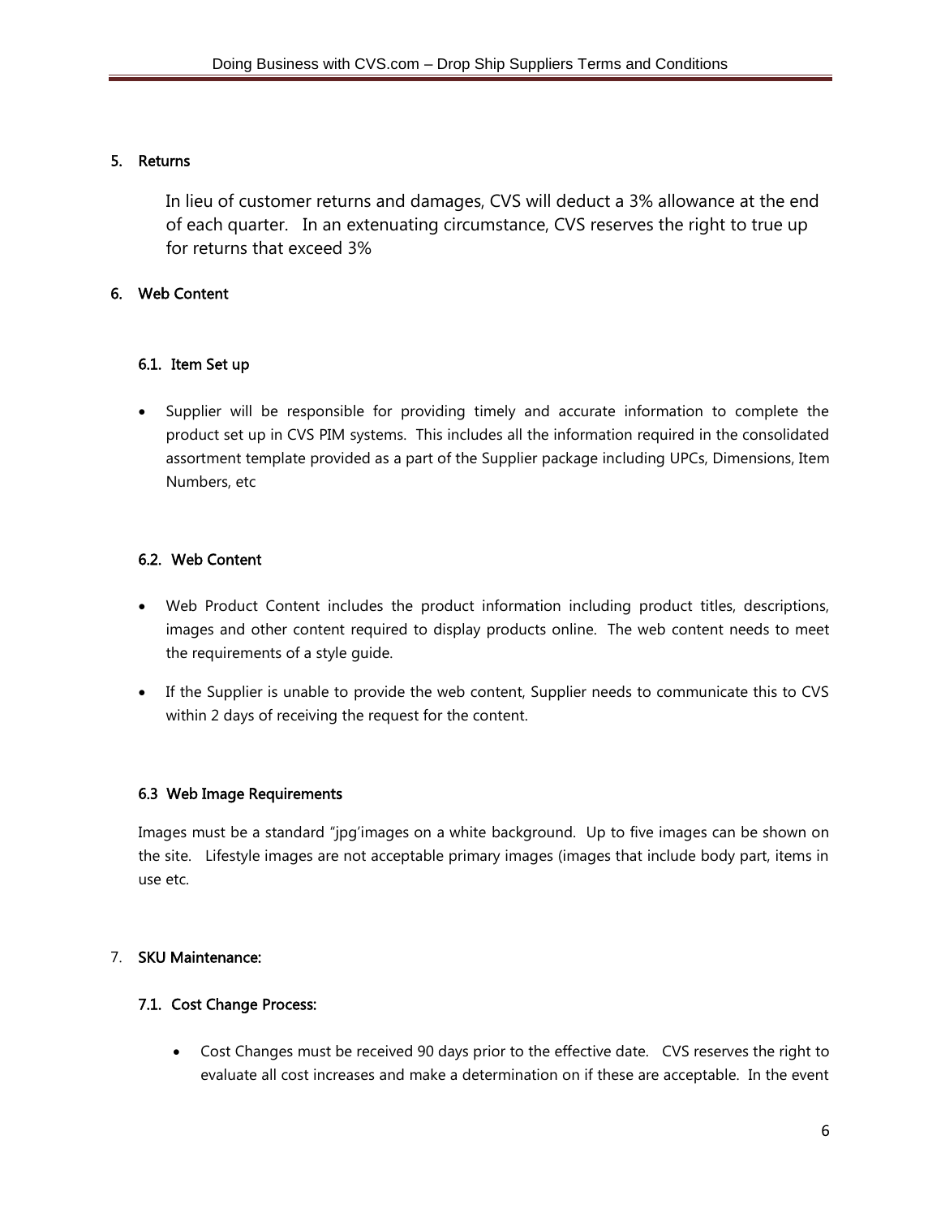## 5. Returns

In lieu of customer returns and damages, CVS will deduct a 3% allowance at the end of each quarter. In an extenuating circumstance, CVS reserves the right to true up for returns that exceed 3%

## 6. Web Content

### 6.1. Item Set up

- Supplier will be responsible for providing timely and accurate information to complete the product set up in CVS PIM systems. This includes all the information required in the consolidated assortment template provided as a part of the Supplier package including UPCs, Dimensions, Item Numbers, etc

### 6.2. Web Content

- Web Product Content includes the product information including product titles, descriptions, images and other content required to display products online. The web content needs to meet the requirements of a style guide.
- If the Supplier is unable to provide the web content, Supplier needs to communicate this to CVS within 2 days of receiving the request for the content.

### 6.3 Web Image Requirements

Images must be a standard "jpg'images on a white background. Up to five images can be shown on the site. Lifestyle images are not acceptable primary images (images that include body part, items in use etc.

## 7. SKU Maintenance:

### 7.1. Cost Change Process:

- Cost Changes must be received 90 days prior to the effective date. CVS reserves the right to evaluate all cost increases and make a determination on if these are acceptable. In the event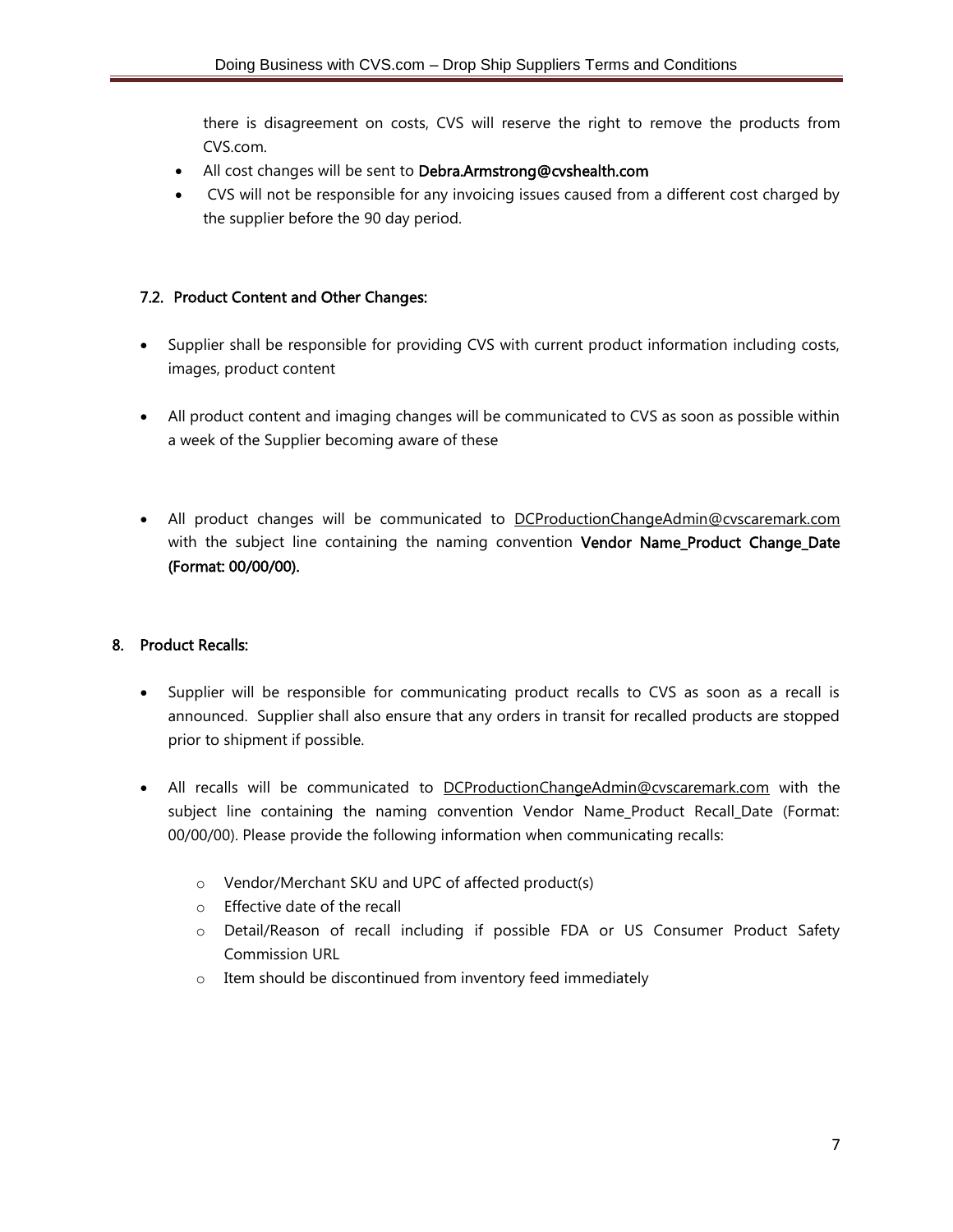there is disagreement on costs, CVS will reserve the right to remove the products from CVS.com.

- All cost changes will be sent to **Debra.Armstrong@cvshealth.com**
- CVS will not be responsible for any invoicing issues caused from a different cost charged by the supplier before the 90 day period.

### 7.2. Product Content and Other Changes:

- Supplier shall be responsible for providing CVS with current product information including costs, images, product content
- All product content and imaging changes will be communicated to CVS as soon as possible within a week of the Supplier becoming aware of these
- All product changes will be communicated to DCProductionChangeAdmin@cvscaremark.com with the subject line containing the naming convention **Vendor Name_Product Change_Date (Format: 00/00/00).**

## 8. Product Recalls:

- Supplier will be responsible for communicating product recalls to CVS as soon as a recall is announced. Supplier shall also ensure that any orders in transit for recalled products are stopped prior to shipment if possible.
- All recalls will be communicated to DCProductionChangeAdmin@cvscaremark.com with the subject line containing the naming convention Vendor Name_Product Recall_Date (Format: 00/00/00). Please provide the following information when communicating recalls:
  - Vendor/Merchant SKU and UPC of affected product(s)
  - Effective date of the recall
  - Detail/Reason of recall including if possible FDA or US Consumer Product Safety Commission URL
  - Item should be discontinued from inventory feed immediately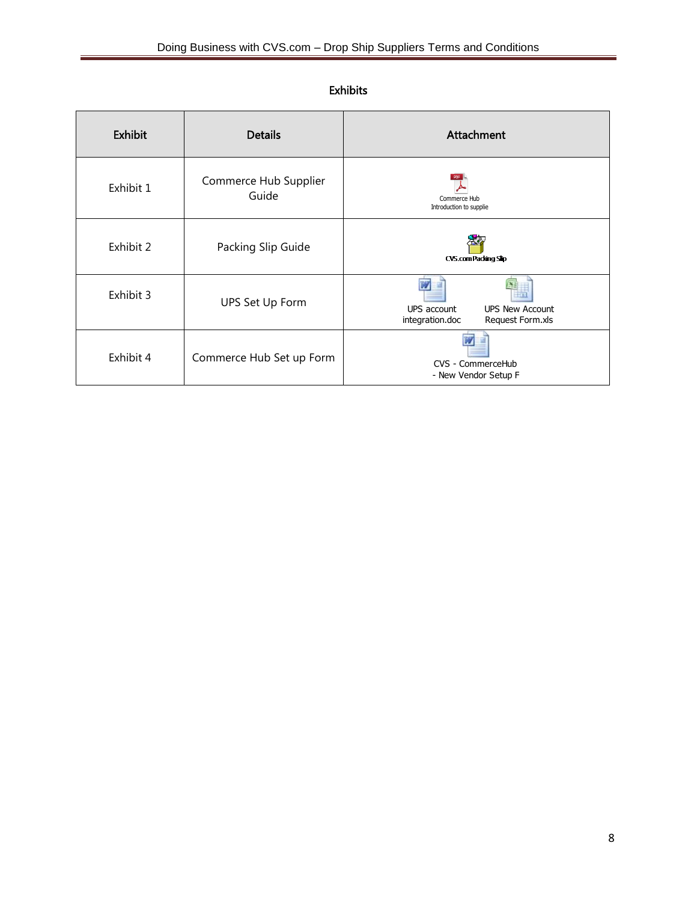## Exhibits

| Exhibit | Details | Attachment |
|---|---|---|
| Exhibit 1 | Commerce Hub Supplier Guide | Commerce Hub Introduction to supplie |
| Exhibit 2 | Packing Slip Guide | CVS.com Packing Slip |
| Exhibit 3 | UPS Set Up Form | UPS account integration.doc UPS New Account Request Form.xls |
| Exhibit 4 | Commerce Hub Set up Form | CVS - CommerceHub - New Vendor Setup F |